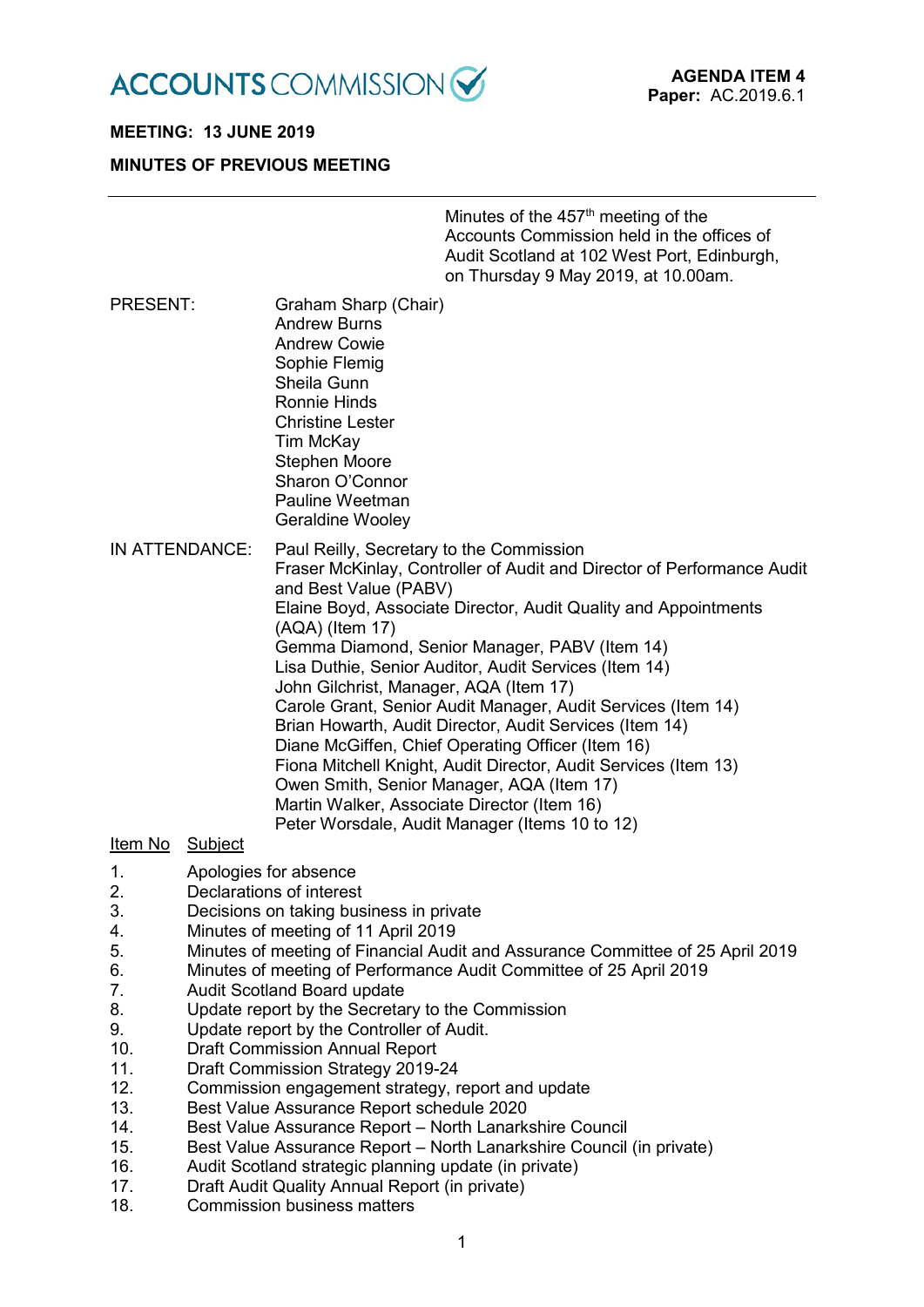ACCOUNTS COMMISSION

**AGENDA ITEM 4**
**Paper:** AC.2019.6.1

**MEETING: 13 JUNE 2019**

**MINUTES OF PREVIOUS MEETING**

---

Minutes of the 457th meeting of the Accounts Commission held in the offices of Audit Scotland at 102 West Port, Edinburgh, on Thursday 9 May 2019, at 10.00am.

PRESENT:
Graham Sharp (Chair)
Andrew Burns
Andrew Cowie
Sophie Flemig
Sheila Gunn
Ronnie Hinds
Christine Lester
Tim McKay
Stephen Moore
Sharon O'Connor
Pauline Weetman
Geraldine Wooley

IN ATTENDANCE:
Paul Reilly, Secretary to the Commission
Fraser McKinlay, Controller of Audit and Director of Performance Audit and Best Value (PABV)
Elaine Boyd, Associate Director, Audit Quality and Appointments (AQA) (Item 17)
Gemma Diamond, Senior Manager, PABV (Item 14)
Lisa Duthie, Senior Auditor, Audit Services (Item 14)
John Gilchrist, Manager, AQA (Item 17)
Carole Grant, Senior Audit Manager, Audit Services (Item 14)
Brian Howarth, Audit Director, Audit Services (Item 14)
Diane McGiffen, Chief Operating Officer (Item 16)
Fiona Mitchell Knight, Audit Director, Audit Services (Item 13)
Owen Smith, Senior Manager, AQA (Item 17)
Martin Walker, Associate Director (Item 16)
Peter Worsdale, Audit Manager (Items 10 to 12)

| Item No | Subject |
|---|---|
| 1. | Apologies for absence |
| 2. | Declarations of interest |
| 3. | Decisions on taking business in private |
| 4. | Minutes of meeting of 11 April 2019 |
| 5. | Minutes of meeting of Financial Audit and Assurance Committee of 25 April 2019 |
| 6. | Minutes of meeting of Performance Audit Committee of 25 April 2019 |
| 7. | Audit Scotland Board update |
| 8. | Update report by the Secretary to the Commission |
| 9. | Update report by the Controller of Audit. |
| 10. | Draft Commission Annual Report |
| 11. | Draft Commission Strategy 2019-24 |
| 12. | Commission engagement strategy, report and update |
| 13. | Best Value Assurance Report schedule 2020 |
| 14. | Best Value Assurance Report – North Lanarkshire Council |
| 15. | Best Value Assurance Report – North Lanarkshire Council (in private) |
| 16. | Audit Scotland strategic planning update (in private) |
| 17. | Draft Audit Quality Annual Report (in private) |
| 18. | Commission business matters |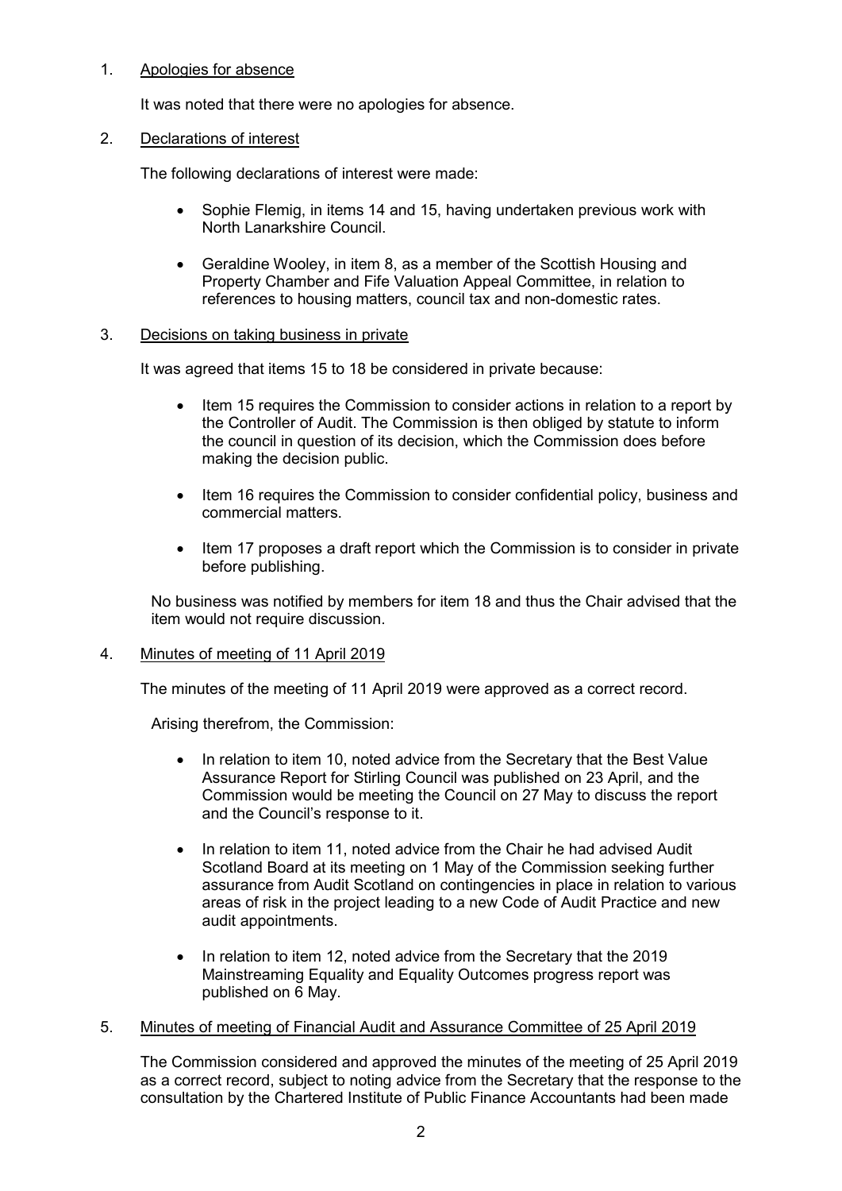1. Apologies for absence

   It was noted that there were no apologies for absence.

2. Declarations of interest

   The following declarations of interest were made:

   - Sophie Flemig, in items 14 and 15, having undertaken previous work with North Lanarkshire Council.

   - Geraldine Wooley, in item 8, as a member of the Scottish Housing and Property Chamber and Fife Valuation Appeal Committee, in relation to references to housing matters, council tax and non-domestic rates.

3. Decisions on taking business in private

   It was agreed that items 15 to 18 be considered in private because:

   - Item 15 requires the Commission to consider actions in relation to a report by the Controller of Audit. The Commission is then obliged by statute to inform the council in question of its decision, which the Commission does before making the decision public.

   - Item 16 requires the Commission to consider confidential policy, business and commercial matters.

   - Item 17 proposes a draft report which the Commission is to consider in private before publishing.

   No business was notified by members for item 18 and thus the Chair advised that the item would not require discussion.

4. Minutes of meeting of 11 April 2019

   The minutes of the meeting of 11 April 2019 were approved as a correct record.

   Arising therefrom, the Commission:

   - In relation to item 10, noted advice from the Secretary that the Best Value Assurance Report for Stirling Council was published on 23 April, and the Commission would be meeting the Council on 27 May to discuss the report and the Council's response to it.

   - In relation to item 11, noted advice from the Chair he had advised Audit Scotland Board at its meeting on 1 May of the Commission seeking further assurance from Audit Scotland on contingencies in place in relation to various areas of risk in the project leading to a new Code of Audit Practice and new audit appointments.

   - In relation to item 12, noted advice from the Secretary that the 2019 Mainstreaming Equality and Equality Outcomes progress report was published on 6 May.

5. Minutes of meeting of Financial Audit and Assurance Committee of 25 April 2019

   The Commission considered and approved the minutes of the meeting of 25 April 2019 as a correct record, subject to noting advice from the Secretary that the response to the consultation by the Chartered Institute of Public Finance Accountants had been made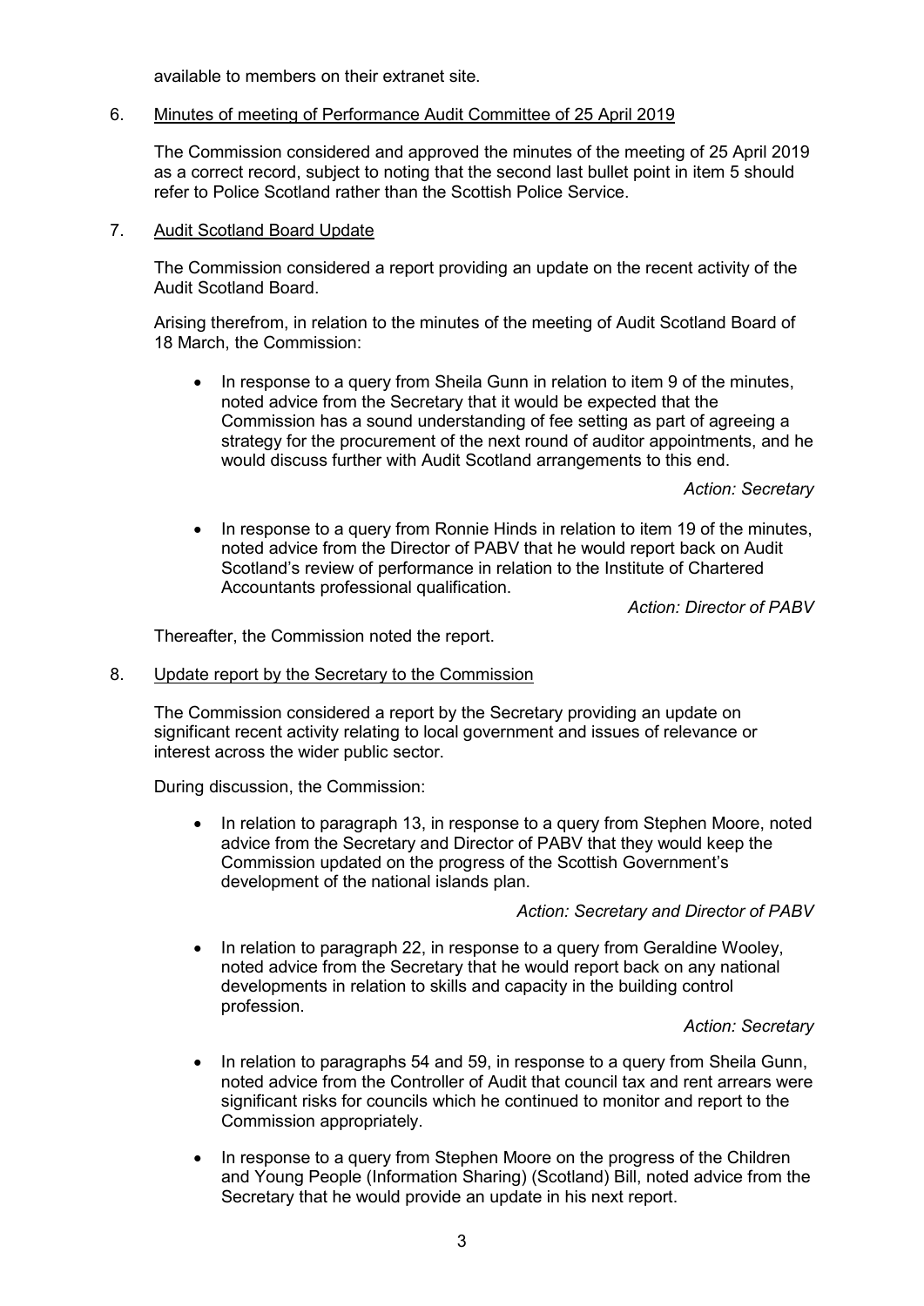available to members on their extranet site.

6. Minutes of meeting of Performance Audit Committee of 25 April 2019

   The Commission considered and approved the minutes of the meeting of 25 April 2019 as a correct record, subject to noting that the second last bullet point in item 5 should refer to Police Scotland rather than the Scottish Police Service.

7. Audit Scotland Board Update

   The Commission considered a report providing an update on the recent activity of the Audit Scotland Board.

   Arising therefrom, in relation to the minutes of the meeting of Audit Scotland Board of 18 March, the Commission:

   - In response to a query from Sheila Gunn in relation to item 9 of the minutes, noted advice from the Secretary that it would be expected that the Commission has a sound understanding of fee setting as part of agreeing a strategy for the procurement of the next round of auditor appointments, and he would discuss further with Audit Scotland arrangements to this end.

     *Action: Secretary*

   - In response to a query from Ronnie Hinds in relation to item 19 of the minutes, noted advice from the Director of PABV that he would report back on Audit Scotland's review of performance in relation to the Institute of Chartered Accountants professional qualification.

     *Action: Director of PABV*

   Thereafter, the Commission noted the report.

8. Update report by the Secretary to the Commission

   The Commission considered a report by the Secretary providing an update on significant recent activity relating to local government and issues of relevance or interest across the wider public sector.

   During discussion, the Commission:

   - In relation to paragraph 13, in response to a query from Stephen Moore, noted advice from the Secretary and Director of PABV that they would keep the Commission updated on the progress of the Scottish Government's development of the national islands plan.

     *Action: Secretary and Director of PABV*

   - In relation to paragraph 22, in response to a query from Geraldine Wooley, noted advice from the Secretary that he would report back on any national developments in relation to skills and capacity in the building control profession.

     *Action: Secretary*

   - In relation to paragraphs 54 and 59, in response to a query from Sheila Gunn, noted advice from the Controller of Audit that council tax and rent arrears were significant risks for councils which he continued to monitor and report to the Commission appropriately.

   - In response to a query from Stephen Moore on the progress of the Children and Young People (Information Sharing) (Scotland) Bill, noted advice from the Secretary that he would provide an update in his next report.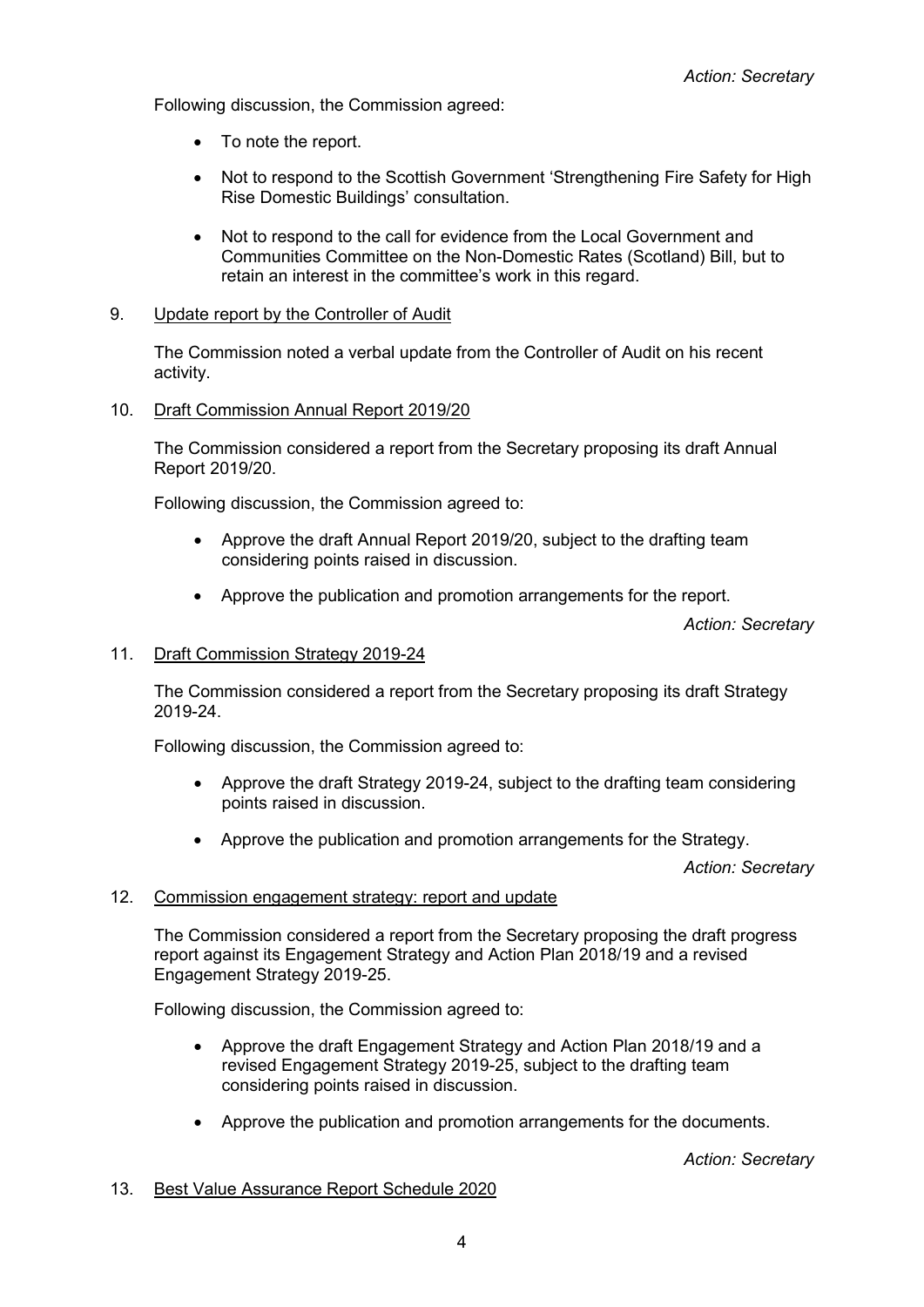*Action: Secretary*

Following discussion, the Commission agreed:

- To note the report.
- Not to respond to the Scottish Government 'Strengthening Fire Safety for High Rise Domestic Buildings' consultation.
- Not to respond to the call for evidence from the Local Government and Communities Committee on the Non-Domestic Rates (Scotland) Bill, but to retain an interest in the committee's work in this regard.

9. Update report by the Controller of Audit

The Commission noted a verbal update from the Controller of Audit on his recent activity.

10. Draft Commission Annual Report 2019/20

The Commission considered a report from the Secretary proposing its draft Annual Report 2019/20.

Following discussion, the Commission agreed to:

- Approve the draft Annual Report 2019/20, subject to the drafting team considering points raised in discussion.
- Approve the publication and promotion arrangements for the report.

*Action: Secretary*

11. Draft Commission Strategy 2019-24

The Commission considered a report from the Secretary proposing its draft Strategy 2019-24.

Following discussion, the Commission agreed to:

- Approve the draft Strategy 2019-24, subject to the drafting team considering points raised in discussion.
- Approve the publication and promotion arrangements for the Strategy.

*Action: Secretary*

12. Commission engagement strategy: report and update

The Commission considered a report from the Secretary proposing the draft progress report against its Engagement Strategy and Action Plan 2018/19 and a revised Engagement Strategy 2019-25.

Following discussion, the Commission agreed to:

- Approve the draft Engagement Strategy and Action Plan 2018/19 and a revised Engagement Strategy 2019-25, subject to the drafting team considering points raised in discussion.
- Approve the publication and promotion arrangements for the documents.

*Action: Secretary*

13. Best Value Assurance Report Schedule 2020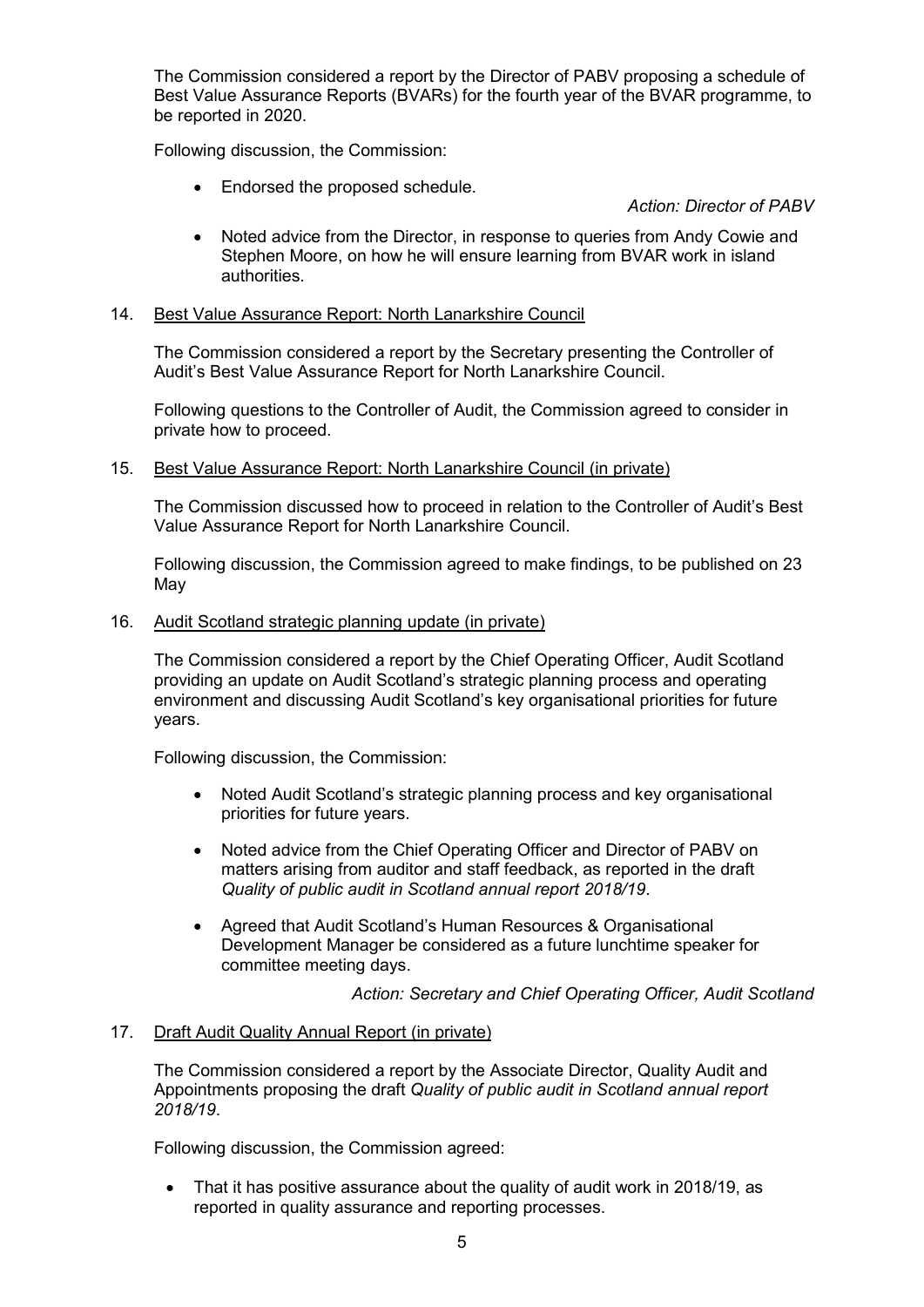The Commission considered a report by the Director of PABV proposing a schedule of Best Value Assurance Reports (BVARs) for the fourth year of the BVAR programme, to be reported in 2020.

Following discussion, the Commission:

- Endorsed the proposed schedule.

*Action: Director of PABV*

- Noted advice from the Director, in response to queries from Andy Cowie and Stephen Moore, on how he will ensure learning from BVAR work in island authorities.

14. Best Value Assurance Report: North Lanarkshire Council

The Commission considered a report by the Secretary presenting the Controller of Audit's Best Value Assurance Report for North Lanarkshire Council.

Following questions to the Controller of Audit, the Commission agreed to consider in private how to proceed.

15. Best Value Assurance Report: North Lanarkshire Council (in private)

The Commission discussed how to proceed in relation to the Controller of Audit's Best Value Assurance Report for North Lanarkshire Council.

Following discussion, the Commission agreed to make findings, to be published on 23 May

16. Audit Scotland strategic planning update (in private)

The Commission considered a report by the Chief Operating Officer, Audit Scotland providing an update on Audit Scotland's strategic planning process and operating environment and discussing Audit Scotland's key organisational priorities for future years.

Following discussion, the Commission:

- Noted Audit Scotland's strategic planning process and key organisational priorities for future years.
- Noted advice from the Chief Operating Officer and Director of PABV on matters arising from auditor and staff feedback, as reported in the draft *Quality of public audit in Scotland annual report 2018/19*.
- Agreed that Audit Scotland's Human Resources & Organisational Development Manager be considered as a future lunchtime speaker for committee meeting days.

*Action: Secretary and Chief Operating Officer, Audit Scotland*

17. Draft Audit Quality Annual Report (in private)

The Commission considered a report by the Associate Director, Quality Audit and Appointments proposing the draft *Quality of public audit in Scotland annual report 2018/19*.

Following discussion, the Commission agreed:

- That it has positive assurance about the quality of audit work in 2018/19, as reported in quality assurance and reporting processes.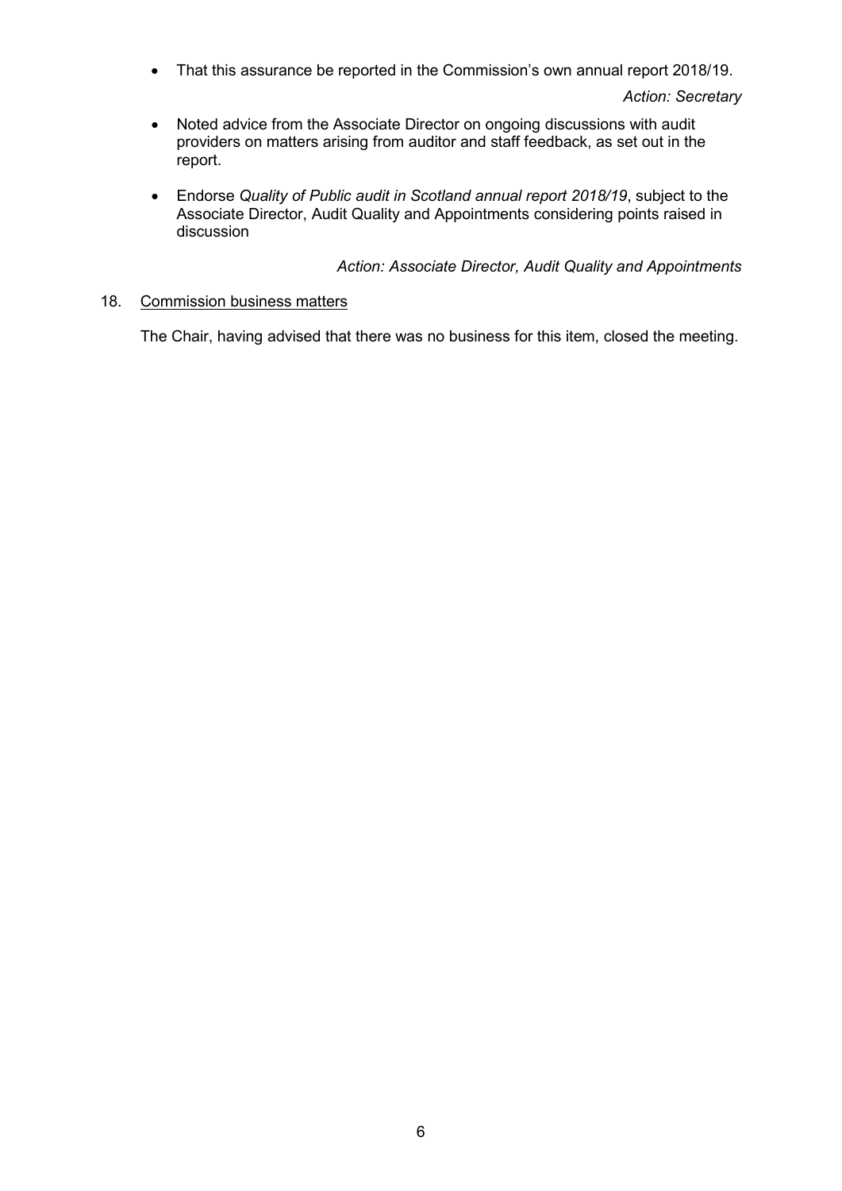- That this assurance be reported in the Commission's own annual report 2018/19.

*Action: Secretary*

- Noted advice from the Associate Director on ongoing discussions with audit providers on matters arising from auditor and staff feedback, as set out in the report.

- Endorse *Quality of Public audit in Scotland annual report 2018/19*, subject to the Associate Director, Audit Quality and Appointments considering points raised in discussion

*Action: Associate Director, Audit Quality and Appointments*

18. Commission business matters

The Chair, having advised that there was no business for this item, closed the meeting.